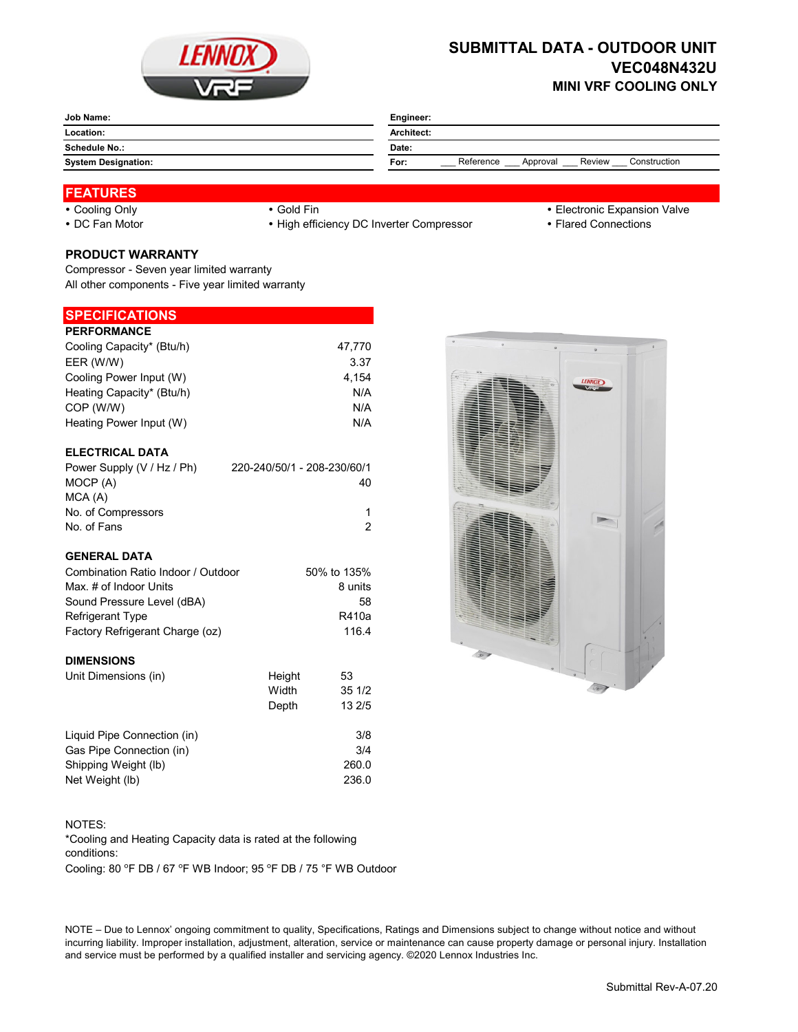# SUBMITTAL DATA - OUTDOOR UNIT
## VEC048N432U
### MINI VRF COOLING ONLY

| | | | |
|---|---|---|---|
| **Job Name:** | | **Engineer:** | |
| **Location:** | | **Architect:** | |
| **Schedule No.:** | | **Date:** | |
| **System Designation:** | | **For:** | ___ Reference ___ Approval ___ Review ___ Construction |

## FEATURES

- Cooling Only
- DC Fan Motor
- Gold Fin
- High efficiency DC Inverter Compressor
- Electronic Expansion Valve
- Flared Connections

### PRODUCT WARRANTY

Compressor - Seven year limited warranty
All other components - Five year limited warranty

## SPECIFICATIONS

### PERFORMANCE

| | |
|---|---|
| Cooling Capacity* (Btu/h) | 47,770 |
| EER (W/W) | 3.37 |
| Cooling Power Input (W) | 4,154 |
| Heating Capacity* (Btu/h) | N/A |
| COP (W/W) | N/A |
| Heating Power Input (W) | N/A |

### ELECTRICAL DATA

| | |
|---|---|
| Power Supply (V / Hz / Ph) | 220-240/50/1 - 208-230/60/1 |
| MOCP (A) | 40 |
| MCA (A) | |
| No. of Compressors | 1 |
| No. of Fans | 2 |

### GENERAL DATA

| | |
|---|---|
| Combination Ratio Indoor / Outdoor | 50% to 135% |
| Max. # of Indoor Units | 8 units |
| Sound Pressure Level (dBA) | 58 |
| Refrigerant Type | R410a |
| Factory Refrigerant Charge (oz) | 116.4 |

### DIMENSIONS

| | | |
|---|---|---|
| Unit Dimensions (in) | Height | 53 |
| | Width | 35 1/2 |
| | Depth | 13 2/5 |

| | |
|---|---|
| Liquid Pipe Connection (in) | 3/8 |
| Gas Pipe Connection (in) | 3/4 |
| Shipping Weight (lb) | 260.0 |
| Net Weight (lb) | 236.0 |

NOTES:
*Cooling and Heating Capacity data is rated at the following conditions:
Cooling: 80 °F DB / 67 °F WB Indoor; 95 °F DB / 75 °F WB Outdoor

NOTE – Due to Lennox' ongoing commitment to quality, Specifications, Ratings and Dimensions subject to change without notice and without incurring liability. Improper installation, adjustment, alteration, service or maintenance can cause property damage or personal injury. Installation and service must be performed by a qualified installer and servicing agency. ©2020 Lennox Industries Inc.

Submittal Rev-A-07.20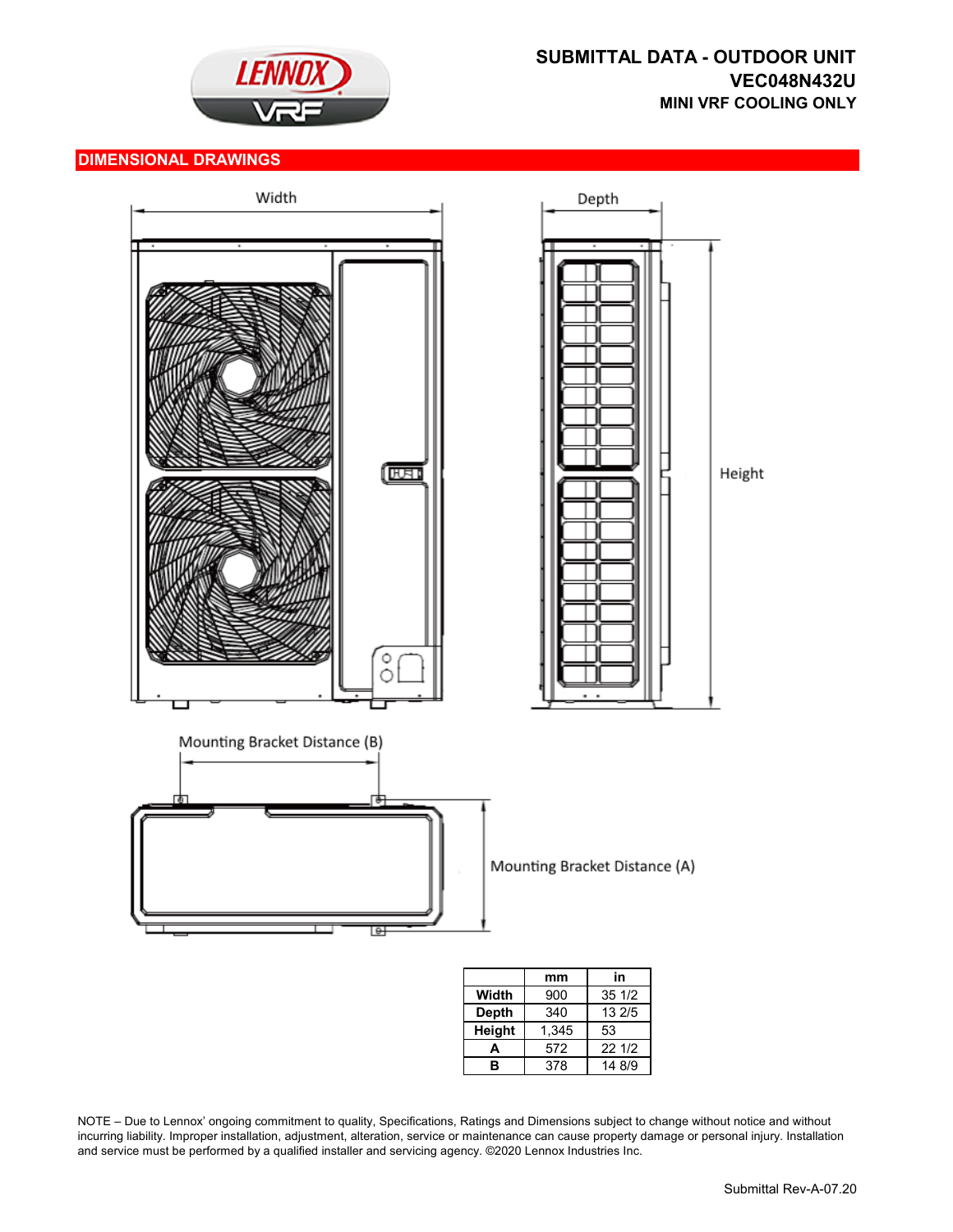# SUBMITTAL DATA - OUTDOOR UNIT
## VEC048N432U
**MINI VRF COOLING ONLY**

## DIMENSIONAL DRAWINGS

Width

Depth

Height

Mounting Bracket Distance (B)

Mounting Bracket Distance (A)

| | mm | in |
|---|---|---|
| **Width** | 900 | 35 1/2 |
| **Depth** | 340 | 13 2/5 |
| **Height** | 1,345 | 53 |
| **A** | 572 | 22 1/2 |
| **B** | 378 | 14 8/9 |

NOTE – Due to Lennox' ongoing commitment to quality, Specifications, Ratings and Dimensions subject to change without notice and without incurring liability. Improper installation, adjustment, alteration, service or maintenance can cause property damage or personal injury. Installation and service must be performed by a qualified installer and servicing agency. ©2020 Lennox Industries Inc.

Submittal Rev-A-07.20